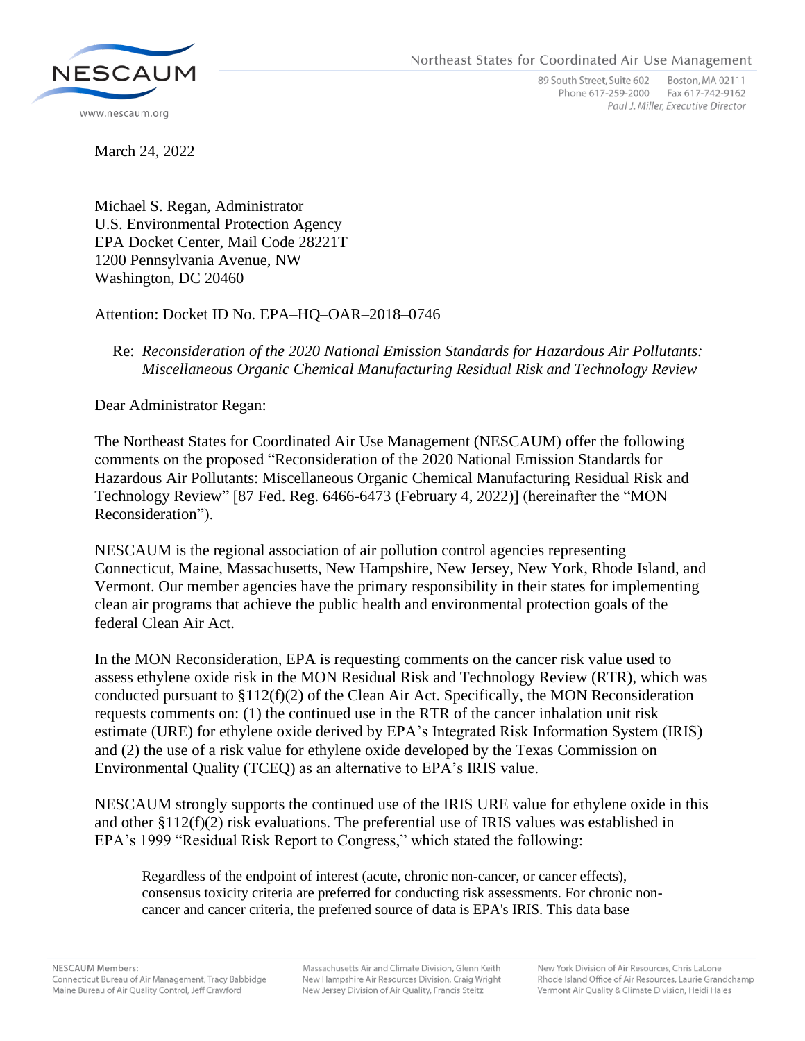March 24, 2022

Michael S. Regan, Administrator
U.S. Environmental Protection Agency
EPA Docket Center, Mail Code 28221T
1200 Pennsylvania Avenue, NW
Washington, DC 20460

Attention: Docket ID No. EPA–HQ–OAR–2018–0746

Re: *Reconsideration of the 2020 National Emission Standards for Hazardous Air Pollutants: Miscellaneous Organic Chemical Manufacturing Residual Risk and Technology Review*

Dear Administrator Regan:

The Northeast States for Coordinated Air Use Management (NESCAUM) offer the following comments on the proposed "Reconsideration of the 2020 National Emission Standards for Hazardous Air Pollutants: Miscellaneous Organic Chemical Manufacturing Residual Risk and Technology Review" [87 Fed. Reg. 6466-6473 (February 4, 2022)] (hereinafter the "MON Reconsideration").

NESCAUM is the regional association of air pollution control agencies representing Connecticut, Maine, Massachusetts, New Hampshire, New Jersey, New York, Rhode Island, and Vermont. Our member agencies have the primary responsibility in their states for implementing clean air programs that achieve the public health and environmental protection goals of the federal Clean Air Act.

In the MON Reconsideration, EPA is requesting comments on the cancer risk value used to assess ethylene oxide risk in the MON Residual Risk and Technology Review (RTR), which was conducted pursuant to §112(f)(2) of the Clean Air Act. Specifically, the MON Reconsideration requests comments on: (1) the continued use in the RTR of the cancer inhalation unit risk estimate (URE) for ethylene oxide derived by EPA's Integrated Risk Information System (IRIS) and (2) the use of a risk value for ethylene oxide developed by the Texas Commission on Environmental Quality (TCEQ) as an alternative to EPA's IRIS value.

NESCAUM strongly supports the continued use of the IRIS URE value for ethylene oxide in this and other §112(f)(2) risk evaluations. The preferential use of IRIS values was established in EPA's 1999 "Residual Risk Report to Congress," which stated the following:

> Regardless of the endpoint of interest (acute, chronic non-cancer, or cancer effects), consensus toxicity criteria are preferred for conducting risk assessments. For chronic non-cancer and cancer criteria, the preferred source of data is EPA's IRIS. This data base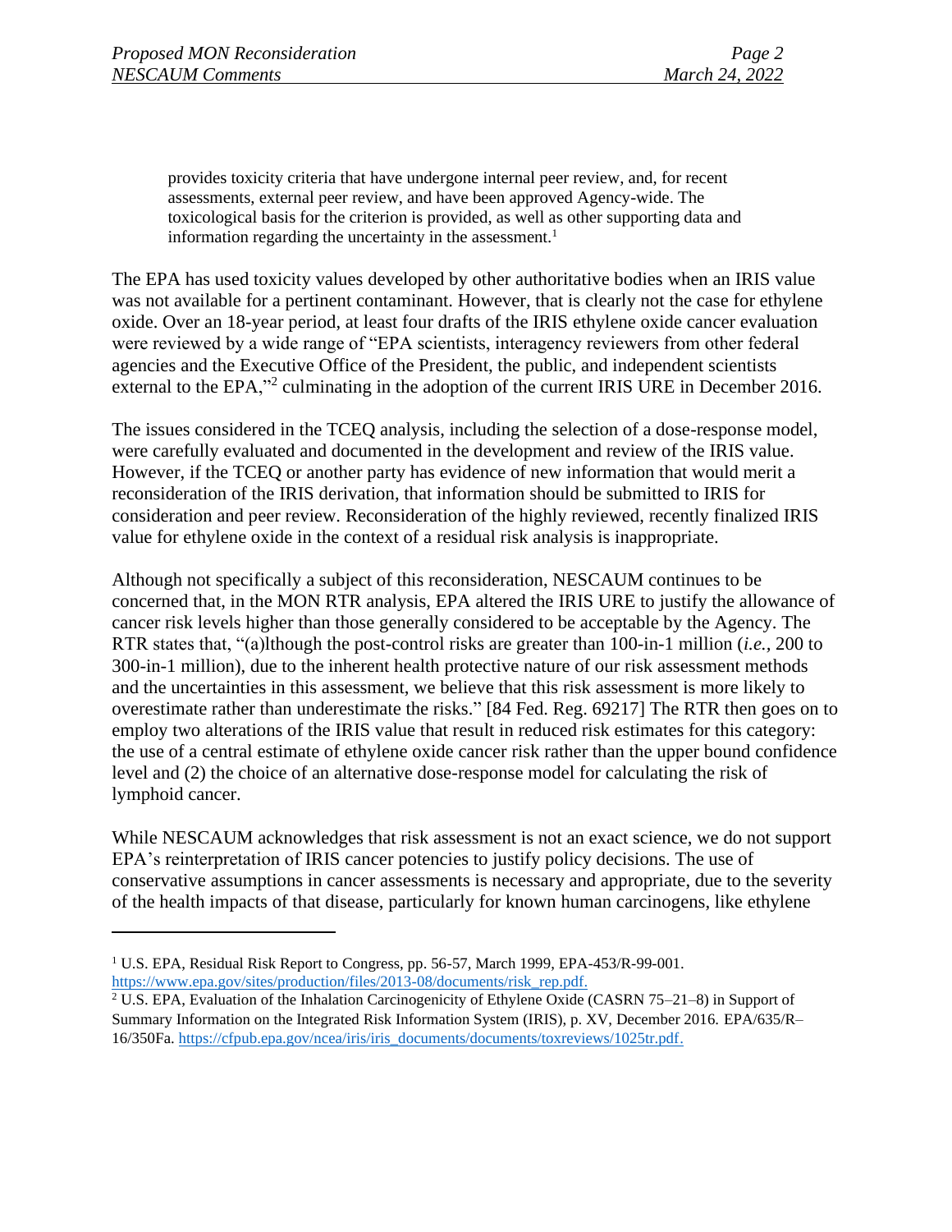> provides toxicity criteria that have undergone internal peer review, and, for recent assessments, external peer review, and have been approved Agency-wide. The toxicological basis for the criterion is provided, as well as other supporting data and information regarding the uncertainty in the assessment.[1]

The EPA has used toxicity values developed by other authoritative bodies when an IRIS value was not available for a pertinent contaminant. However, that is clearly not the case for ethylene oxide. Over an 18-year period, at least four drafts of the IRIS ethylene oxide cancer evaluation were reviewed by a wide range of "EPA scientists, interagency reviewers from other federal agencies and the Executive Office of the President, the public, and independent scientists external to the EPA,"[2] culminating in the adoption of the current IRIS URE in December 2016.

The issues considered in the TCEQ analysis, including the selection of a dose-response model, were carefully evaluated and documented in the development and review of the IRIS value. However, if the TCEQ or another party has evidence of new information that would merit a reconsideration of the IRIS derivation, that information should be submitted to IRIS for consideration and peer review. Reconsideration of the highly reviewed, recently finalized IRIS value for ethylene oxide in the context of a residual risk analysis is inappropriate.

Although not specifically a subject of this reconsideration, NESCAUM continues to be concerned that, in the MON RTR analysis, EPA altered the IRIS URE to justify the allowance of cancer risk levels higher than those generally considered to be acceptable by the Agency. The RTR states that, "(a)lthough the post-control risks are greater than 100-in-1 million (*i.e.*, 200 to 300-in-1 million), due to the inherent health protective nature of our risk assessment methods and the uncertainties in this assessment, we believe that this risk assessment is more likely to overestimate rather than underestimate the risks." [84 Fed. Reg. 69217] The RTR then goes on to employ two alterations of the IRIS value that result in reduced risk estimates for this category: the use of a central estimate of ethylene oxide cancer risk rather than the upper bound confidence level and (2) the choice of an alternative dose-response model for calculating the risk of lymphoid cancer.

While NESCAUM acknowledges that risk assessment is not an exact science, we do not support EPA's reinterpretation of IRIS cancer potencies to justify policy decisions. The use of conservative assumptions in cancer assessments is necessary and appropriate, due to the severity of the health impacts of that disease, particularly for known human carcinogens, like ethylene

---

[1] U.S. EPA, Residual Risk Report to Congress, pp. 56-57, March 1999, EPA-453/R-99-001. https://www.epa.gov/sites/production/files/2013-08/documents/risk_rep.pdf.

[2] U.S. EPA, Evaluation of the Inhalation Carcinogenicity of Ethylene Oxide (CASRN 75–21–8) in Support of Summary Information on the Integrated Risk Information System (IRIS), p. XV, December 2016. EPA/635/R–16/350Fa. https://cfpub.epa.gov/ncea/iris/iris_documents/documents/toxreviews/1025tr.pdf.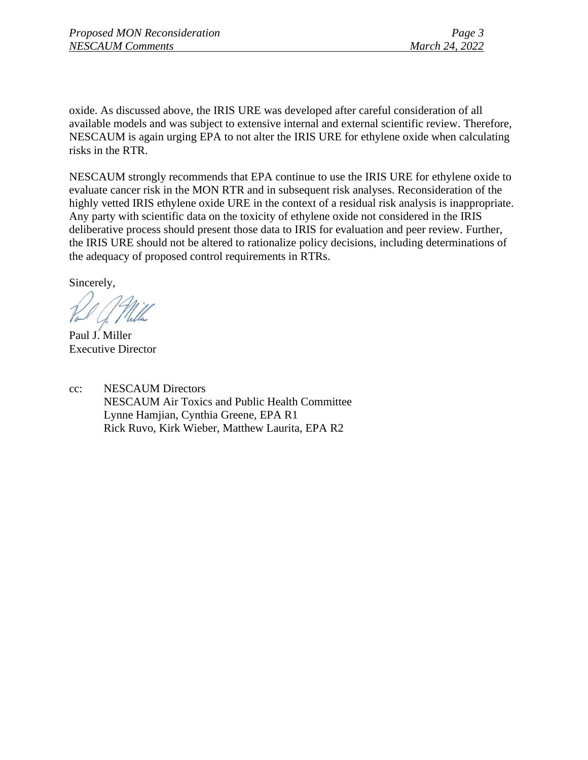oxide. As discussed above, the IRIS URE was developed after careful consideration of all available models and was subject to extensive internal and external scientific review. Therefore, NESCAUM is again urging EPA to not alter the IRIS URE for ethylene oxide when calculating risks in the RTR.

NESCAUM strongly recommends that EPA continue to use the IRIS URE for ethylene oxide to evaluate cancer risk in the MON RTR and in subsequent risk analyses. Reconsideration of the highly vetted IRIS ethylene oxide URE in the context of a residual risk analysis is inappropriate. Any party with scientific data on the toxicity of ethylene oxide not considered in the IRIS deliberative process should present those data to IRIS for evaluation and peer review. Further, the IRIS URE should not be altered to rationalize policy decisions, including determinations of the adequacy of proposed control requirements in RTRs.

Sincerely,

Paul J. Miller
Executive Director

cc: NESCAUM Directors
NESCAUM Air Toxics and Public Health Committee
Lynne Hamjian, Cynthia Greene, EPA R1
Rick Ruvo, Kirk Wieber, Matthew Laurita, EPA R2